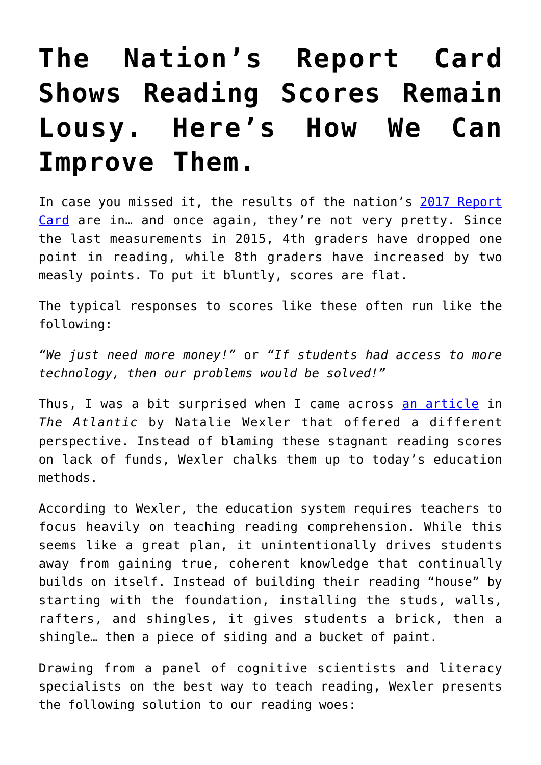# The Nation's Report Card Shows Reading Scores Remain Lousy. Here's How We Can Improve Them.

In case you missed it, the results of the nation's 2017 Report Card are in… and once again, they're not very pretty. Since the last measurements in 2015, 4th graders have dropped one point in reading, while 8th graders have increased by two measly points. To put it bluntly, scores are flat.

The typical responses to scores like these often run like the following:

*"We just need more money!"* or *"If students had access to more technology, then our problems would be solved!"*

Thus, I was a bit surprised when I came across an article in *The Atlantic* by Natalie Wexler that offered a different perspective. Instead of blaming these stagnant reading scores on lack of funds, Wexler chalks them up to today's education methods.

According to Wexler, the education system requires teachers to focus heavily on teaching reading comprehension. While this seems like a great plan, it unintentionally drives students away from gaining true, coherent knowledge that continually builds on itself. Instead of building their reading "house" by starting with the foundation, installing the studs, walls, rafters, and shingles, it gives students a brick, then a shingle… then a piece of siding and a bucket of paint.

Drawing from a panel of cognitive scientists and literacy specialists on the best way to teach reading, Wexler presents the following solution to our reading woes: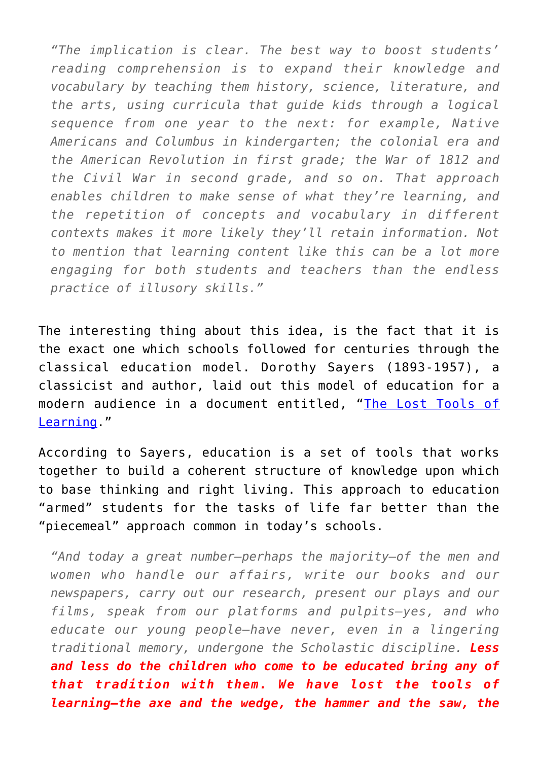> *"The implication is clear. The best way to boost students' reading comprehension is to expand their knowledge and vocabulary by teaching them history, science, literature, and the arts, using curricula that guide kids through a logical sequence from one year to the next: for example, Native Americans and Columbus in kindergarten; the colonial era and the American Revolution in first grade; the War of 1812 and the Civil War in second grade, and so on. That approach enables children to make sense of what they're learning, and the repetition of concepts and vocabulary in different contexts makes it more likely they'll retain information. Not to mention that learning content like this can be a lot more engaging for both students and teachers than the endless practice of illusory skills."*

The interesting thing about this idea, is the fact that it is the exact one which schools followed for centuries through the classical education model. Dorothy Sayers (1893-1957), a classicist and author, laid out this model of education for a modern audience in a document entitled, "The Lost Tools of Learning."

According to Sayers, education is a set of tools that works together to build a coherent structure of knowledge upon which to base thinking and right living. This approach to education "armed" students for the tasks of life far better than the "piecemeal" approach common in today's schools.

> *"And today a great number—perhaps the majority—of the men and women who handle our affairs, write our books and our newspapers, carry out our research, present our plays and our films, speak from our platforms and pulpits—yes, and who educate our young people—have never, even in a lingering traditional memory, undergone the Scholastic discipline.* ***Less and less do the children who come to be educated bring any of that tradition with them. We have lost the tools of learning—the axe and the wedge, the hammer and the saw, the***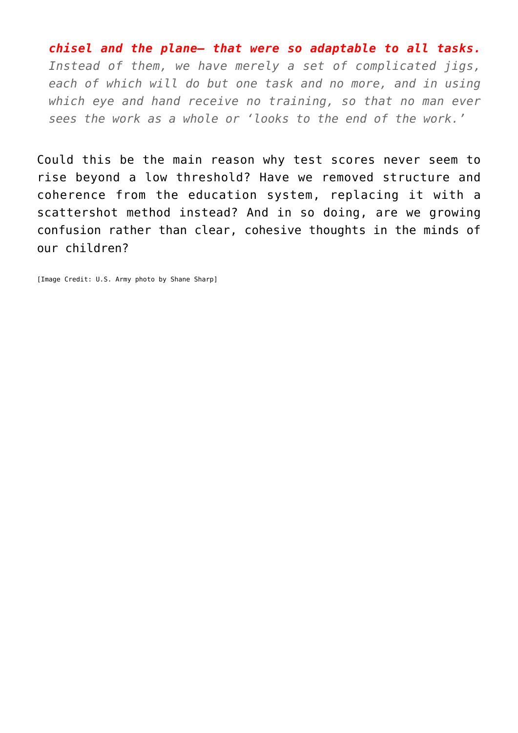> ***chisel and the plane— that were so adaptable to all tasks.*** *Instead of them, we have merely a set of complicated jigs, each of which will do but one task and no more, and in using which eye and hand receive no training, so that no man ever sees the work as a whole or 'looks to the end of the work.'*

Could this be the main reason why test scores never seem to rise beyond a low threshold? Have we removed structure and coherence from the education system, replacing it with a scattershot method instead? And in so doing, are we growing confusion rather than clear, cohesive thoughts in the minds of our children?

[Image Credit: U.S. Army photo by Shane Sharp]